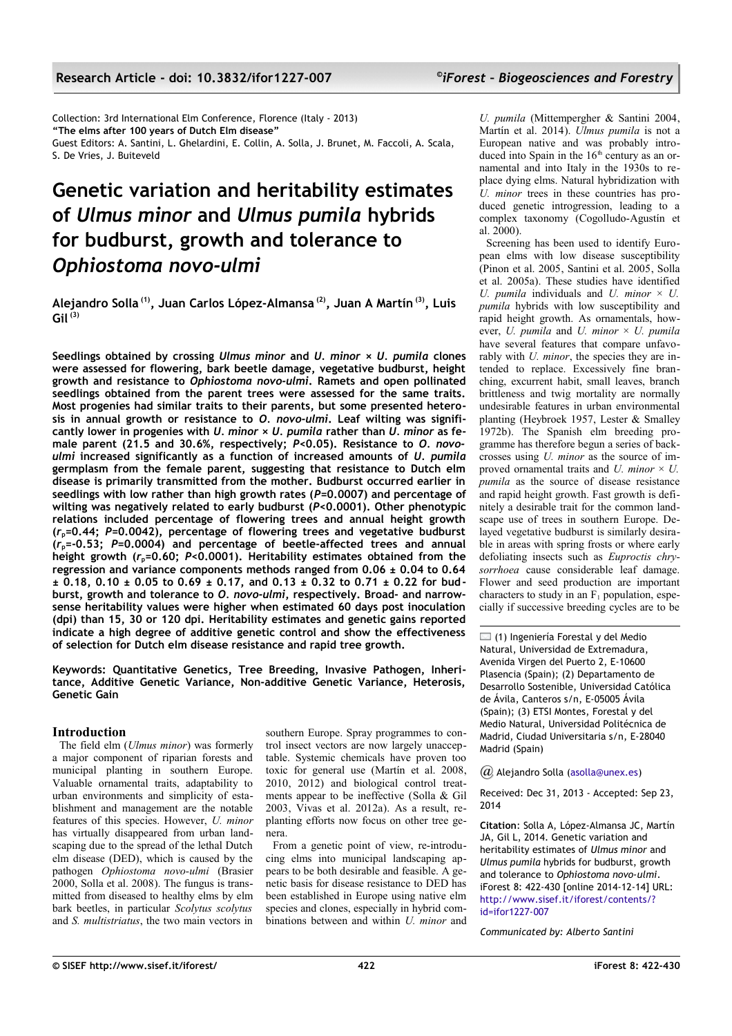Collection: 3rd International Elm Conference, Florence (Italy - 2013)
**"The elms after 100 years of Dutch Elm disease"**
Guest Editors: A. Santini, L. Ghelardini, E. Collin, A. Solla, J. Brunet, M. Faccoli, A. Scala, S. De Vries, J. Buiteveld

# Genetic variation and heritability estimates of *Ulmus minor* and *Ulmus pumila* hybrids for budburst, growth and tolerance to *Ophiostoma novo-ulmi*

**Alejandro Solla [(1)], Juan Carlos López-Almansa [(2)], Juan A Martín [(3)], Luis Gil [(3)]**

**Seedlings obtained by crossing *Ulmus minor* and *U. minor* × *U. pumila* clones were assessed for flowering, bark beetle damage, vegetative budburst, height growth and resistance to *Ophiostoma novo-ulmi*. Ramets and open pollinated seedlings obtained from the parent trees were assessed for the same traits. Most progenies had similar traits to their parents, but some presented heterosis in annual growth or resistance to *O. novo-ulmi*. Leaf wilting was significantly lower in progenies with *U. minor* × *U. pumila* rather than *U. minor* as female parent (21.5 and 30.6%, respectively; $P<0.05$). Resistance to *O. novo-ulmi* increased significantly as a function of increased amounts of *U. pumila* germplasm from the female parent, suggesting that resistance to Dutch elm disease is primarily transmitted from the mother. Budburst occurred earlier in seedlings with low rather than high growth rates ($P=0.0007$) and percentage of wilting was negatively related to early budburst ($P<0.0001$). Other phenotypic relations included percentage of flowering trees and annual height growth ($r_p=0.44$; $P=0.0042$), percentage of flowering trees and vegetative budburst ($r_p=-0.53$; $P=0.0004$) and percentage of beetle-affected trees and annual height growth ($r_p=0.60$; $P<0.0001$). Heritability estimates obtained from the regression and variance components methods ranged from 0.06 ± 0.04 to 0.64 ± 0.18, 0.10 ± 0.05 to 0.69 ± 0.17, and 0.13 ± 0.32 to 0.71 ± 0.22 for budburst, growth and tolerance to *O. novo-ulmi*, respectively. Broad- and narrow-sense heritability values were higher when estimated 60 days post inoculation (dpi) than 15, 30 or 120 dpi. Heritability estimates and genetic gains reported indicate a high degree of additive genetic control and show the effectiveness of selection for Dutch elm disease resistance and rapid tree growth.**

**Keywords: Quantitative Genetics, Tree Breeding, Invasive Pathogen, Inheritance, Additive Genetic Variance, Non-additive Genetic Variance, Heterosis, Genetic Gain**

## Introduction

The field elm (*Ulmus minor*) was formerly a major component of riparian forests and municipal planting in southern Europe. Valuable ornamental traits, adaptability to urban environments and simplicity of establishment and management are the notable features of this species. However, *U. minor* has virtually disappeared from urban landscaping due to the spread of the lethal Dutch elm disease (DED), which is caused by the pathogen *Ophiostoma novo-ulmi* (Brasier 2000, Solla et al. 2008). The fungus is transmitted from diseased to healthy elms by elm bark beetles, in particular *Scolytus scolytus* and *S. multistriatus*, the two main vectors in southern Europe. Spray programmes to control insect vectors are now largely unacceptable. Systemic chemicals have proven too toxic for general use (Martín et al. 2008, 2010, 2012) and biological control treatments appear to be ineffective (Solla & Gil 2003, Vivas et al. 2012a). As a result, replanting efforts now focus on other tree genera.

From a genetic point of view, re-introducing elms into municipal landscaping appears to be both desirable and feasible. A genetic basis for disease resistance to DED has been established in Europe using native elm species and clones, especially in hybrid combinations between and within *U. minor* and *U. pumila* (Mittempergher & Santini 2004, Martín et al. 2014). *Ulmus pumila* is not a European native and was probably introduced into Spain in the 16[th] century as an ornamental and into Italy in the 1930s to replace dying elms. Natural hybridization with *U. minor* trees in these countries has produced genetic introgression, leading to a complex taxonomy (Cogolludo-Agustín et al. 2000).

Screening has been used to identify European elms with low disease susceptibility (Pinon et al. 2005, Santini et al. 2005, Solla et al. 2005a). These studies have identified *U. pumila* individuals and *U. minor* × *U. pumila* hybrids with low susceptibility and rapid height growth. As ornamentals, however, *U. pumila* and *U. minor* × *U. pumila* have several features that compare unfavorably with *U. minor*, the species they are intended to replace. Excessively fine branching, excurrent habit, small leaves, branch brittleness and twig mortality are normally undesirable features in urban environmental planting (Heybroek 1957, Lester & Smalley 1972b). The Spanish elm breeding programme has therefore begun a series of backcrosses using *U. minor* as the source of improved ornamental traits and *U. minor* × *U. pumila* as the source of disease resistance and rapid height growth. Fast growth is definitely a desirable trait for the common landscape use of trees in southern Europe. Delayed vegetative budburst is similarly desirable in areas with spring frosts or where early defoliating insects such as *Euproctis chrysorrhoea* cause considerable leaf damage. Flower and seed production are important characters to study in an $F_1$ population, especially if successive breeding cycles are to be

(1) Ingeniería Forestal y del Medio Natural, Universidad de Extremadura, Avenida Virgen del Puerto 2, E-10600 Plasencia (Spain); (2) Departamento de Desarrollo Sostenible, Universidad Católica de Ávila, Canteros s/n, E-05005 Ávila (Spain); (3) ETSI Montes, Forestal y del Medio Natural, Universidad Politécnica de Madrid, Ciudad Universitaria s/n, E-28040 Madrid (Spain)

@ Alejandro Solla (asolla@unex.es)

Received: Dec 31, 2013 - Accepted: Sep 23, 2014

**Citation**: Solla A, López-Almansa JC, Martín JA, Gil L, 2014. Genetic variation and heritability estimates of *Ulmus minor* and *Ulmus pumila* hybrids for budburst, growth and tolerance to *Ophiostoma novo-ulmi*. iForest 8: 422-430 [online 2014-12-14] URL: http://www.sisef.it/iforest/contents/?id=ifor1227-007

*Communicated by: Alberto Santini*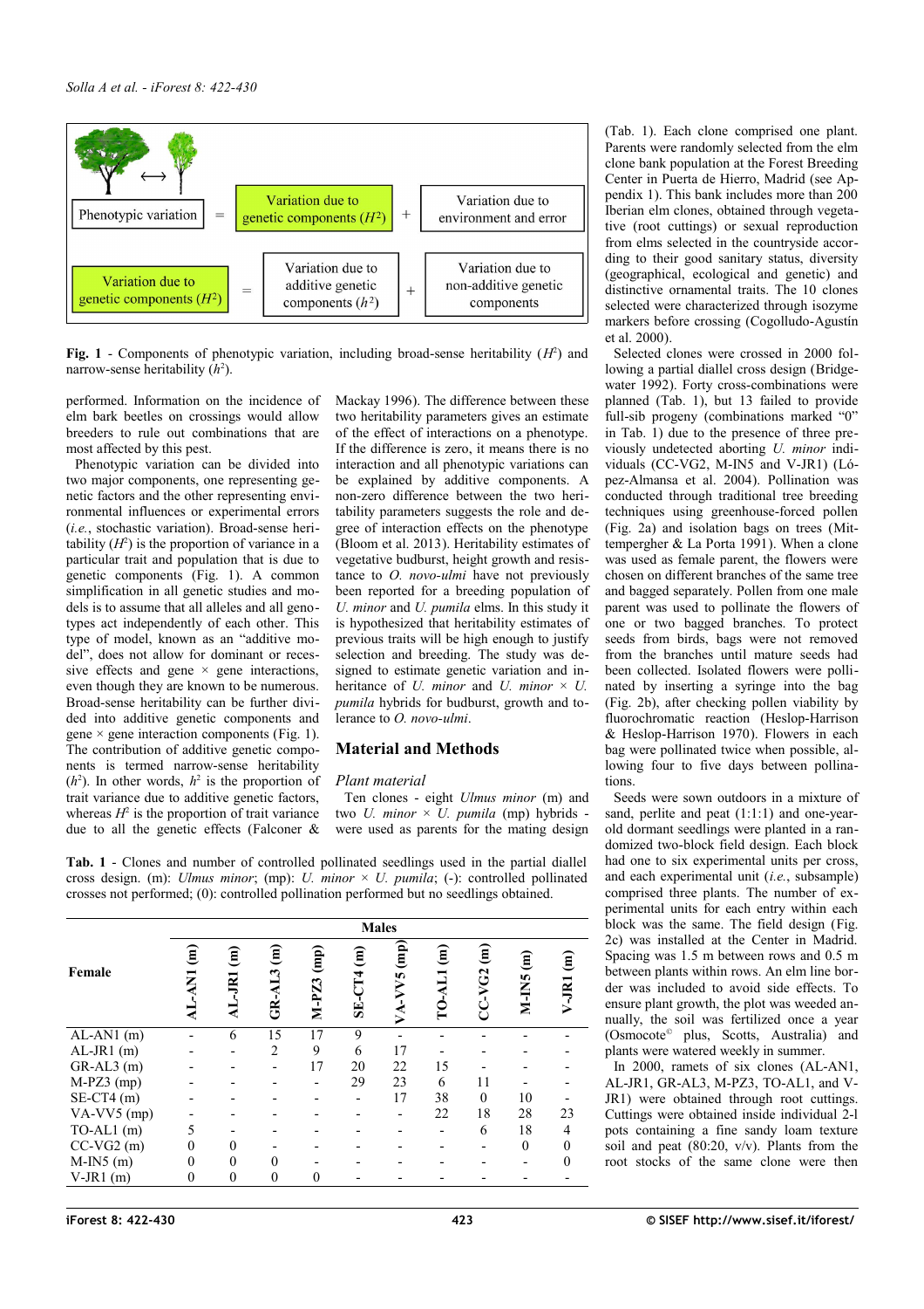Phenotypic variation = Variation due to genetic components ($H^2$) + Variation due to environment and error

Variation due to genetic components ($H^2$) = Variation due to additive genetic components ($h^2$) + Variation due to non-additive genetic components

**Fig. 1** - Components of phenotypic variation, including broad-sense heritability ($H^2$) and narrow-sense heritability ($h^2$).

performed. Information on the incidence of elm bark beetles on crossings would allow breeders to rule out combinations that are most affected by this pest.

Phenotypic variation can be divided into two major components, one representing genetic factors and the other representing environmental influences or experimental errors (*i.e.*, stochastic variation). Broad-sense heritability ($H^2$) is the proportion of variance in a particular trait and population that is due to genetic components (Fig. 1). A common simplification in all genetic studies and models is to assume that all alleles and all genotypes act independently of each other. This type of model, known as an "additive model", does not allow for dominant or recessive effects and gene × gene interactions, even though they are known to be numerous. Broad-sense heritability can be further divided into additive genetic components and gene × gene interaction components (Fig. 1). The contribution of additive genetic components is termed narrow-sense heritability ($h^2$). In other words, $h^2$ is the proportion of trait variance due to additive genetic factors, whereas $H^2$ is the proportion of trait variance due to all the genetic effects (Falconer & Mackay 1996). The difference between these two heritability parameters gives an estimate of the effect of interactions on a phenotype. If the difference is zero, it means there is no interaction and all phenotypic variations can be explained by additive components. A non-zero difference between the two heritability parameters suggests the role and degree of interaction effects on the phenotype (Bloom et al. 2013). Heritability estimates of vegetative budburst, height growth and resistance to *O. novo-ulmi* have not previously been reported for a breeding population of *U. minor* and *U. pumila* elms. In this study it is hypothesized that heritability estimates of previous traits will be high enough to justify selection and breeding. The study was designed to estimate genetic variation and inheritance of *U. minor* and *U. minor* × *U. pumila* hybrids for budburst, growth and tolerance to *O. novo-ulmi*.

## Material and Methods

### Plant material

Ten clones - eight *Ulmus minor* (m) and two *U. minor* × *U. pumila* (mp) hybrids - were used as parents for the mating design (Tab. 1). Each clone comprised one plant. Parents were randomly selected from the elm clone bank population at the Forest Breeding Center in Puerta de Hierro, Madrid (see Appendix 1). This bank includes more than 200 Iberian elm clones, obtained through vegetative (root cuttings) or sexual reproduction from elms selected in the countryside according to their good sanitary status, diversity (geographical, ecological and genetic) and distinctive ornamental traits. The 10 clones selected were characterized through isozyme markers before crossing (Cogolludo-Agustín et al. 2000).

Selected clones were crossed in 2000 following a partial diallel cross design (Bridgewater 1992). Forty cross-combinations were planned (Tab. 1), but 13 failed to provide full-sib progeny (combinations marked "0" in Tab. 1) due to the presence of three previously undetected aborting *U. minor* individuals (CC-VG2, M-IN5 and V-JR1) (López-Almansa et al. 2004). Pollination was conducted through traditional tree breeding techniques using greenhouse-forced pollen (Fig. 2a) and isolation bags on trees (Mittempergher & La Porta 1991). When a clone was used as female parent, the flowers were chosen on different branches of the same tree and bagged separately. Pollen from one male parent was used to pollinate the flowers of one or two bagged branches. To protect seeds from birds, bags were not removed from the branches until mature seeds had been collected. Isolated flowers were pollinated by inserting a syringe into the bag (Fig. 2b), after checking pollen viability by fluorochromatic reaction (Heslop-Harrison & Heslop-Harrison 1970). Flowers in each bag were pollinated twice when possible, allowing four to five days between pollinations.

Seeds were sown outdoors in a mixture of sand, perlite and peat (1:1:1) and one-year-old dormant seedlings were planted in a randomized two-block field design. Each block had one to six experimental units per cross, and each experimental unit (*i.e.*, subsample) comprised three plants. The number of experimental units for each entry within each block was the same. The field design (Fig. 2c) was installed at the Center in Madrid. Spacing was 1.5 m between rows and 0.5 m between plants within rows. An elm line border was included to avoid side effects. To ensure plant growth, the plot was weeded annually, the soil was fertilized once a year (Osmocote© plus, Scotts, Australia) and plants were watered weekly in summer.

In 2000, ramets of six clones (AL-AN1, AL-JR1, GR-AL3, M-PZ3, TO-AL1, and V-JR1) were obtained through root cuttings. Cuttings were obtained inside individual 2-l pots containing a fine sandy loam texture soil and peat (80:20, v/v). Plants from the root stocks of the same clone were then

**Tab. 1** - Clones and number of controlled pollinated seedlings used in the partial diallel cross design. (m): *Ulmus minor*; (mp): *U. minor* × *U. pumila*; (-): controlled pollinated crosses not performed; (0): controlled pollination performed but no seedlings obtained.

| Female | Males | | | | | | | | | |
|---|---|---|---|---|---|---|---|---|---|---|
| | AL-AN1 (m) | AL-JR1 (m) | GR-AL3 (m) | M-PZ3 (mp) | SE-CT4 (m) | VA-VV5 (mp) | TO-AL1 (m) | CC-VG2 (m) | M-IN5 (m) | V-JR1 (m) |
| AL-AN1 (m) | - | 6 | 15 | 17 | 9 | - | - | - | - | - |
| AL-JR1 (m) | - | - | 2 | 9 | 6 | 17 | - | - | - | - |
| GR-AL3 (m) | - | - | - | 17 | 20 | 22 | 15 | - | - | - |
| M-PZ3 (mp) | - | - | - | - | 29 | 23 | 6 | 11 | - | - |
| SE-CT4 (m) | - | - | - | - | - | 17 | 38 | 0 | 10 | - |
| VA-VV5 (mp) | - | - | - | - | - | - | 22 | 18 | 28 | 23 |
| TO-AL1 (m) | 5 | - | - | - | - | - | - | 6 | 18 | 4 |
| CC-VG2 (m) | 0 | 0 | - | - | - | - | - | - | 0 | 0 |
| M-IN5 (m) | 0 | 0 | 0 | - | - | - | - | - | - | 0 |
| V-JR1 (m) | 0 | 0 | 0 | 0 | - | - | - | - | - | - |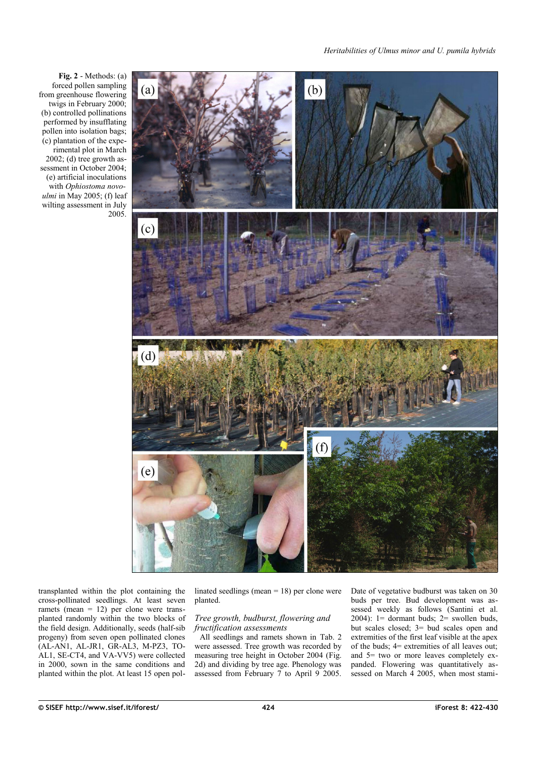**Fig. 2** - Methods: (a) forced pollen sampling from greenhouse flowering twigs in February 2000; (b) controlled pollinations performed by insufflating pollen into isolation bags; (c) plantation of the experimental plot in March 2002; (d) tree growth assessment in October 2004; (e) artificial inoculations with *Ophiostoma novo-ulmi* in May 2005; (f) leaf wilting assessment in July 2005.

transplanted within the plot containing the cross-pollinated seedlings. At least seven ramets (mean = 12) per clone were transplanted randomly within the two blocks of the field design. Additionally, seeds (half-sib progeny) from seven open pollinated clones (AL-AN1, AL-JR1, GR-AL3, M-PZ3, TO-AL1, SE-CT4, and VA-VV5) were collected in 2000, sown in the same conditions and planted within the plot. At least 15 open pollinated seedlings (mean = 18) per clone were planted.

### *Tree growth, budburst, flowering and fructification assessments*

All seedlings and ramets shown in Tab. 2 were assessed. Tree growth was recorded by measuring tree height in October 2004 (Fig. 2d) and dividing by tree age. Phenology was assessed from February 7 to April 9 2005. Date of vegetative budburst was taken on 30 buds per tree. Bud development was assessed weekly as follows (Santini et al. 2004): 1= dormant buds; 2= swollen buds, but scales closed; 3= bud scales open and extremities of the first leaf visible at the apex of the buds; 4= extremities of all leaves out; and 5= two or more leaves completely expanded. Flowering was quantitatively assessed on March 4 2005, when most stami-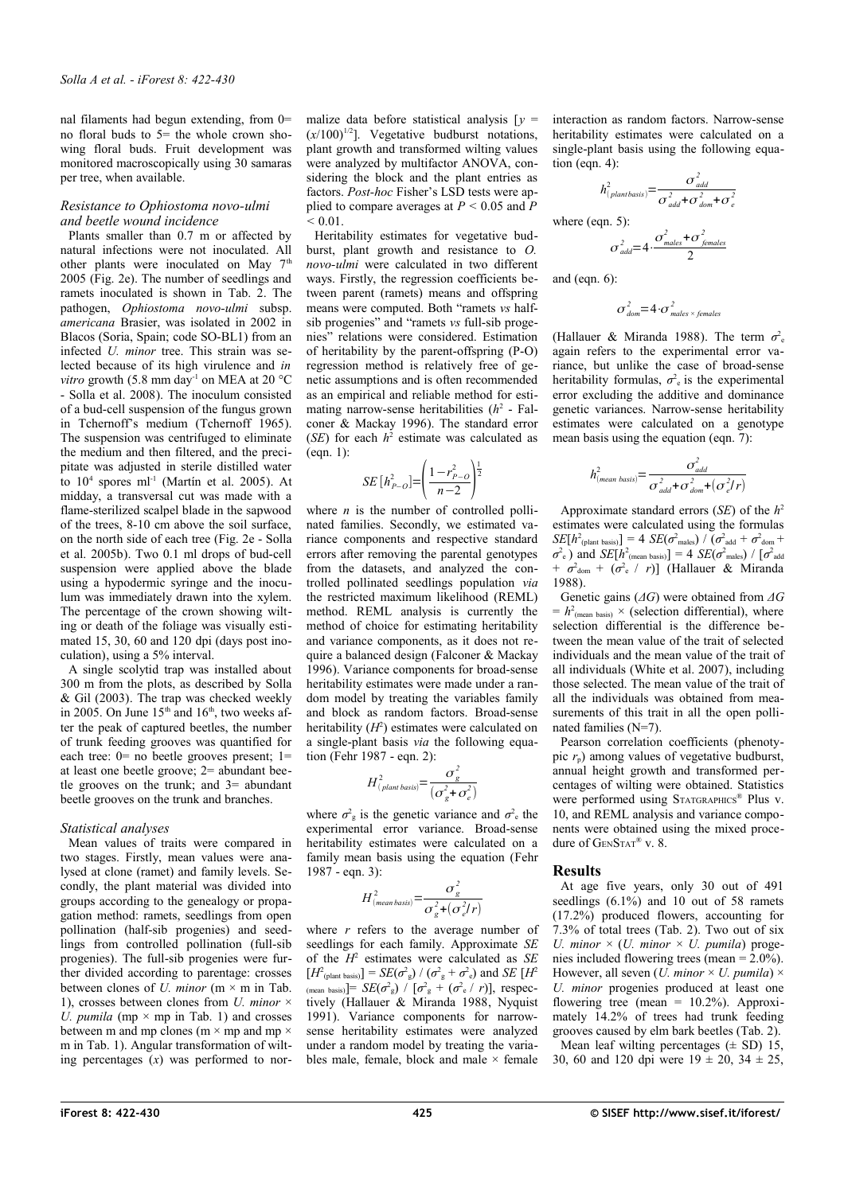nal filaments had begun extending, from 0= no floral buds to 5= the whole crown showing floral buds. Fruit development was monitored macroscopically using 30 samaras per tree, when available.

### *Resistance to Ophiostoma novo-ulmi and beetle wound incidence*

Plants smaller than 0.7 m or affected by natural infections were not inoculated. All other plants were inoculated on May 7th 2005 (Fig. 2e). The number of seedlings and ramets inoculated is shown in Tab. 2. The pathogen, *Ophiostoma novo-ulmi* subsp. *americana* Brasier, was isolated in 2002 in Blacos (Soria, Spain; code SO-BL1) from an infected *U. minor* tree. This strain was selected because of its high virulence and *in vitro* growth (5.8 mm day$^{-1}$ on MEA at 20 °C - Solla et al. 2008). The inoculum consisted of a bud-cell suspension of the fungus grown in Tchernoff's medium (Tchernoff 1965). The suspension was centrifuged to eliminate the medium and then filtered, and the precipitate was adjusted in sterile distilled water to $10^4$ spores ml$^{-1}$ (Martín et al. 2005). At midday, a transversal cut was made with a flame-sterilized scalpel blade in the sapwood of the trees, 8-10 cm above the soil surface, on the north side of each tree (Fig. 2e - Solla et al. 2005b). Two 0.1 ml drops of bud-cell suspension were applied above the blade using a hypodermic syringe and the inoculum was immediately drawn into the xylem. The percentage of the crown showing wilting or death of the foliage was visually estimated 15, 30, 60 and 120 dpi (days post inoculation), using a 5% interval.

A single scolytid trap was installed about 300 m from the plots, as described by Solla & Gil (2003). The trap was checked weekly in 2005. On June 15th and 16th, two weeks after the peak of captured beetles, the number of trunk feeding grooves was quantified for each tree: 0= no beetle grooves present; 1= at least one beetle groove; 2= abundant beetle grooves on the trunk; and 3= abundant beetle grooves on the trunk and branches.

### *Statistical analyses*

Mean values of traits were compared in two stages. Firstly, mean values were analysed at clone (ramet) and family levels. Secondly, the plant material was divided into groups according to the genealogy or propagation method: ramets, seedlings from open pollination (half-sib progenies) and seedlings from controlled pollination (full-sib progenies). The full-sib progenies were further divided according to parentage: crosses between clones of *U. minor* (m × m in Tab. 1), crosses between clones from *U. minor* × *U. pumila* (mp × mp in Tab. 1) and crosses between m and mp clones (m × mp and mp × m in Tab. 1). Angular transformation of wilting percentages ($x$) was performed to normalize data before statistical analysis [$y = (x/100)^{1/2}$]. Vegetative budburst notations, plant growth and transformed wilting values were analyzed by multifactor ANOVA, considering the block and the plant entries as factors. *Post-hoc* Fisher's LSD tests were applied to compare averages at $P < 0.05$ and $P < 0.01$.

Heritability estimates for vegetative budburst, plant growth and resistance to *O. novo-ulmi* were calculated in two different ways. Firstly, the regression coefficients between parent (ramets) means and offspring means were computed. Both "ramets *vs* half-sib progenies" and "ramets *vs* full-sib progenies" relations were considered. Estimation of heritability by the parent-offspring (P-O) regression method is relatively free of genetic assumptions and is often recommended as an empirical and reliable method for estimating narrow-sense heritabilities ($h^2$ - Falconer & Mackay 1996). The standard error ($SE$) for each $h^2$ estimate was calculated as (eqn. 1):

$$SE\left[h^2_{P-O}\right]=\left(\frac{1-r^2_{P-O}}{n-2}\right)^{\frac{1}{2}}$$

where $n$ is the number of controlled pollinated families. Secondly, we estimated variance components and respective standard errors after removing the parental genotypes from the datasets, and analyzed the controlled pollinated seedlings population *via* the restricted maximum likelihood (REML) method. REML analysis is currently the method of choice for estimating heritability and variance components, as it does not require a balanced design (Falconer & Mackay 1996). Variance components for broad-sense heritability estimates were made under a random model by treating the variables family and block as random factors. Broad-sense heritability ($H^2$) estimates were calculated on a single-plant basis *via* the following equation (Fehr 1987 - eqn. 2):

$$H^2_{(plant\ basis)}=\frac{\sigma^2_g}{\left(\sigma^2_g+\sigma^2_e\right)}$$

where $\sigma^2_g$ is the genetic variance and $\sigma^2_e$ the experimental error variance. Broad-sense heritability estimates were calculated on a family mean basis using the equation (Fehr 1987 - eqn. 3):

$$H^2_{(mean\ basis)}=\frac{\sigma^2_g}{\sigma^2_g+\left(\sigma^2_e/r\right)}$$

where $r$ refers to the average number of seedlings for each family. Approximate $SE$ of the $H^2$ estimates were calculated as $SE[H^2_{(plant\ basis)}] = SE(\sigma^2_g) / (\sigma^2_g + \sigma^2_e)$ and $SE[H^2_{(mean\ basis)}] = SE(\sigma^2_g) / [\sigma^2_g + (\sigma^2_e / r)]$, respectively (Hallauer & Miranda 1988, Nyquist 1991). Variance components for narrow-sense heritability estimates were analyzed under a random model by treating the variables male, female, block and male × female interaction as random factors. Narrow-sense heritability estimates were calculated on a single-plant basis using the following equation (eqn. 4):

$$h^2_{(plant\ basis)}=\frac{\sigma^2_{add}}{\sigma^2_{add}+\sigma^2_{dom}+\sigma^2_e}$$

where (eqn. 5):

$$\sigma^2_{add}=4\cdot\frac{\sigma^2_{males}+\sigma^2_{females}}{2}$$

and (eqn. 6):

$$\sigma^2_{dom}=4\cdot\sigma^2_{males\times females}$$

(Hallauer & Miranda 1988). The term $\sigma^2_e$ again refers to the experimental error variance, but unlike the case of broad-sense heritability formulas, $\sigma^2_e$ is the experimental error excluding the additive and dominance genetic variances. Narrow-sense heritability estimates were calculated on a genotype mean basis using the equation (eqn. 7):

$$h^2_{(mean\ basis)}=\frac{\sigma^2_{add}}{\sigma^2_{add}+\sigma^2_{dom}+\left(\sigma^2_e/r\right)}$$

Approximate standard errors ($SE$) of the $h^2$ estimates were calculated using the formulas $SE[h^2_{(plant\ basis)}] = 4\ SE(\sigma^2_{males}) / (\sigma^2_{add} + \sigma^2_{dom} + \sigma^2_e)$ and $SE[h^2_{(mean\ basis)}] = 4\ SE(\sigma^2_{males}) / [\sigma^2_{add} + \sigma^2_{dom} + (\sigma^2_e / r)]$ (Hallauer & Miranda 1988).

Genetic gains ($\Delta G$) were obtained from $\Delta G = h^2_{(mean\ basis)} \times$ (selection differential), where selection differential is the difference between the mean value of the trait of selected individuals and the mean value of the trait of all individuals (White et al. 2007), including those selected. The mean value of the trait of all the individuals was obtained from measurements of this trait in all the open pollinated families (N=7).

Pearson correlation coefficients (phenotypic $r_p$) among values of vegetative budburst, annual height growth and transformed percentages of wilting were obtained. Statistics were performed using STATGRAPHICS® Plus v. 10, and REML analysis and variance components were obtained using the mixed procedure of GENSTAT® v. 8.

## Results

At age five years, only 30 out of 491 seedlings (6.1%) and 10 out of 58 ramets (17.2%) produced flowers, accounting for 7.3% of total trees (Tab. 2). Two out of six *U. minor* × (*U. minor* × *U. pumila*) progenies included flowering trees (mean = 2.0%). However, all seven (*U. minor* × *U. pumila*) × *U. minor* progenies produced at least one flowering tree (mean = 10.2%). Approximately 14.2% of trees had trunk feeding grooves caused by elm bark beetles (Tab. 2).

Mean leaf wilting percentages (± SD) 15, 30, 60 and 120 dpi were 19 ± 20, 34 ± 25,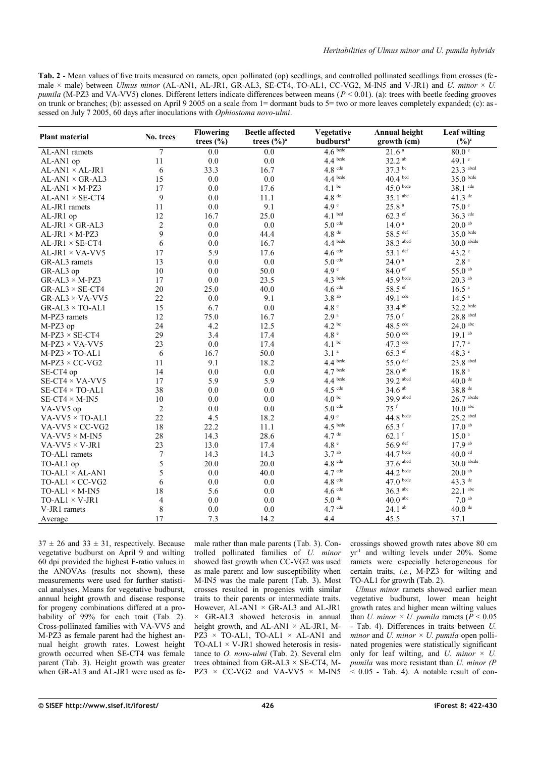**Tab. 2** - Mean values of five traits measured on ramets, open pollinated (op) seedlings, and controlled pollinated seedlings from crosses (female × male) between *Ulmus minor* (AL-AN1, AL-JR1, GR-AL3, SE-CT4, TO-AL1, CC-VG2, M-IN5 and V-JR1) and *U. minor* × *U. pumila* (M-PZ3 and VA-VV5) clones. Different letters indicate differences between means ($P < 0.01$). (a): trees with beetle feeding grooves on trunk or branches; (b): assessed on April 9 2005 on a scale from 1= dormant buds to 5= two or more leaves completely expanded; (c): assessed on July 7 2005, 60 days after inoculations with *Ophiostoma novo-ulmi*.

| Plant material | No. trees | Flowering trees (%) | Beetle affected trees (%)[a] | Vegetative budburst[b] | Annual height growth (cm) | Leaf wilting (%)[c] |
|---|---|---|---|---|---|---|
| AL-AN1 ramets | 7 | 0.0 | 0.0 | 4.6 [bcde] | 21.6 [a] | 80.0 [e] |
| AL-AN1 op | 11 | 0.0 | 0.0 | 4.4 [bcde] | 32.2 [ab] | 49.1 [e] |
| AL-AN1 × AL-JR1 | 6 | 33.3 | 16.7 | 4.8 [cde] | 37.3 [bc] | 23.3 [abcd] |
| AL-AN1 × GR-AL3 | 15 | 0.0 | 0.0 | 4.4 [bcde] | 40.4 [bcd] | 35.0 [bcde] |
| AL-AN1 × M-PZ3 | 17 | 0.0 | 17.6 | 4.1 [bc] | 45.0 [bcde] | 38.1 [cde] |
| AL-AN1 × SE-CT4 | 9 | 0.0 | 11.1 | 4.8 [de] | 35.1 [abc] | 41.3 [de] |
| AL-JR1 ramets | 11 | 0.0 | 9.1 | 4.9 [e] | 25.8 [a] | 75.0 [e] |
| AL-JR1 op | 12 | 16.7 | 25.0 | 4.1 [bcd] | 62.3 [ef] | 36.3 [cde] |
| AL-JR1 × GR-AL3 | 2 | 0.0 | 0.0 | 5.0 [cde] | 14.0 [a] | 20.0 [ab] |
| AL-JR1 × M-PZ3 | 9 | 0.0 | 44.4 | 4.8 [de] | 58.5 [def] | 35.0 [bcde] |
| AL-JR1 × SE-CT4 | 6 | 0.0 | 16.7 | 4.4 [bcde] | 38.3 [abcd] | 30.0 [abcde] |
| AL-JR1 × VA-VV5 | 17 | 5.9 | 17.6 | 4.6 [cde] | 53.1 [def] | 43.2 [e] |
| GR-AL3 ramets | 13 | 0.0 | 0.0 | 5.0 [cde] | 24.0 [a] | 2.8 [a] |
| GR-AL3 op | 10 | 0.0 | 50.0 | 4.9 [e] | 84.0 [ef] | 55.0 [ab] |
| GR-AL3 × M-PZ3 | 17 | 0.0 | 23.5 | 4.3 [bcde] | 45.9 [bcde] | 20.3 [ab] |
| GR-AL3 × SE-CT4 | 20 | 25.0 | 40.0 | 4.6 [cde] | 58.5 [ef] | 16.5 [a] |
| GR-AL3 × VA-VV5 | 22 | 0.0 | 9.1 | 3.8 [ab] | 49.1 [cde] | 14.5 [a] |
| GR-AL3 × TO-AL1 | 15 | 6.7 | 0.0 | 4.8 [e] | 33.4 [ab] | 32.2 [bcde] |
| M-PZ3 ramets | 12 | 75.0 | 16.7 | 2.9 [a] | 75.0 [f] | 28.8 [abcd] |
| M-PZ3 op | 24 | 4.2 | 12.5 | 4.2 [bc] | 48.5 [cde] | 24.0 [abc] |
| M-PZ3 × SE-CT4 | 29 | 3.4 | 17.4 | 4.8 [e] | 50.0 [cde] | 19.1 [ab] |
| M-PZ3 × VA-VV5 | 23 | 0.0 | 17.4 | 4.1 [bc] | 47.3 [cde] | 17.7 [a] |
| M-PZ3 × TO-AL1 | 6 | 16.7 | 50.0 | 3.1 [a] | 65.3 [ef] | 48.3 [e] |
| M-PZ3 × CC-VG2 | 11 | 9.1 | 18.2 | 4.4 [bcde] | 55.0 [def] | 23.8 [abcd] |
| SE-CT4 op | 14 | 0.0 | 0.0 | 4.7 [bcde] | 28.0 [ab] | 18.8 [a] |
| SE-CT4 × VA-VV5 | 17 | 5.9 | 5.9 | 4.4 [bcde] | 39.2 [abcd] | 40.0 [de] |
| SE-CT4 × TO-AL1 | 38 | 0.0 | 0.0 | 4.5 [cde] | 34.6 [ab] | 38.8 [de] |
| SE-CT4 × M-IN5 | 10 | 0.0 | 0.0 | 4.0 [bc] | 39.9 [abcd] | 26.7 [abcde] |
| VA-VV5 op | 2 | 0.0 | 0.0 | 5.0 [cde] | 75 [f] | 10.0 [abc] |
| VA-VV5 × TO-AL1 | 22 | 4.5 | 18.2 | 4.9 [e] | 44.8 [bcde] | 25.2 [abcd] |
| VA-VV5 × CC-VG2 | 18 | 22.2 | 11.1 | 4.5 [bcde] | 65.3 [f] | 17.0 [ab] |
| VA-VV5 × M-IN5 | 28 | 14.3 | 28.6 | 4.7 [de] | 62.1 [f] | 15.0 [a] |
| VA-VV5 × V-JR1 | 23 | 13.0 | 17.4 | 4.8 [e] | 56.9 [def] | 17.9 [ab] |
| TO-AL1 ramets | 7 | 14.3 | 14.3 | 3.7 [ab] | 44.7 [bcde] | 40.0 [cd] |
| TO-AL1 op | 5 | 20.0 | 20.0 | 4.8 [cde] | 37.6 [abcd] | 30.0 [abcde] |
| TO-AL1 × AL-AN1 | 5 | 0.0 | 40.0 | 4.7 [cde] | 44.2 [bcde] | 20.0 [ab] |
| TO-AL1 × CC-VG2 | 6 | 0.0 | 0.0 | 4.8 [cde] | 47.0 [bcde] | 43.3 [de] |
| TO-AL1 × M-IN5 | 18 | 5.6 | 0.0 | 4.6 [cde] | 36.3 [abc] | 22.1 [abc] |
| TO-AL1 × V-JR1 | 4 | 0.0 | 0.0 | 5.0 [de] | 40.0 [abc] | 7.0 [ab] |
| V-JR1 ramets | 8 | 0.0 | 0.0 | 4.7 [cde] | 24.1 [ab] | 40.0 [de] |
| Average | 17 | 7.3 | 14.2 | 4.4 | 45.5 | 37.1 |

$37 \pm 26$ and $33 \pm 31$, respectively. Because vegetative budburst on April 9 and wilting 60 dpi provided the highest F-ratio values in the ANOVAs (results not shown), these measurements were used for further statistical analyses. Means for vegetative budburst, annual height growth and disease response for progeny combinations differed at a probability of 99% for each trait (Tab. 2). Cross-pollinated families with VA-VV5 and M-PZ3 as female parent had the highest annual height growth rates. Lowest height growth occurred when SE-CT4 was female parent (Tab. 3). Height growth was greater when GR-AL3 and AL-JR1 were used as female rather than male parents (Tab. 3). Controlled pollinated families of *U. minor* showed fast growth when CC-VG2 was used as male parent and low susceptibility when M-IN5 was the male parent (Tab. 3). Most crosses resulted in progenies with similar traits to their parents or intermediate traits. However, AL-AN1 × GR-AL3 and AL-JR1 × GR-AL3 showed heterosis in annual height growth, and AL-AN1 × AL-JR1, M-PZ3 × TO-AL1, TO-AL1 × AL-AN1 and TO-AL1 × V-JR1 showed heterosis in resistance to *O. novo-ulmi* (Tab. 2). Several elm trees obtained from GR-AL3 × SE-CT4, M-PZ3 × CC-VG2 and VA-VV5 × M-IN5 crossings showed growth rates above 80 cm $yr^{-1}$ and wilting levels under 20%. Some ramets were especially heterogeneous for certain traits, *i.e.*, M-PZ3 for wilting and TO-AL1 for growth (Tab. 2).

*Ulmus minor* ramets showed earlier mean vegetative budburst, lower mean height growth rates and higher mean wilting values than *U. minor* × *U. pumila* ramets ($P < 0.05$ - Tab. 4). Differences in traits between *U. minor* and *U. minor* × *U. pumila* open pollinated progenies were statistically significant only for leaf wilting, and *U. minor* × *U. pumila* was more resistant than *U. minor* ($P < 0.05$ - Tab. 4). A notable result of con-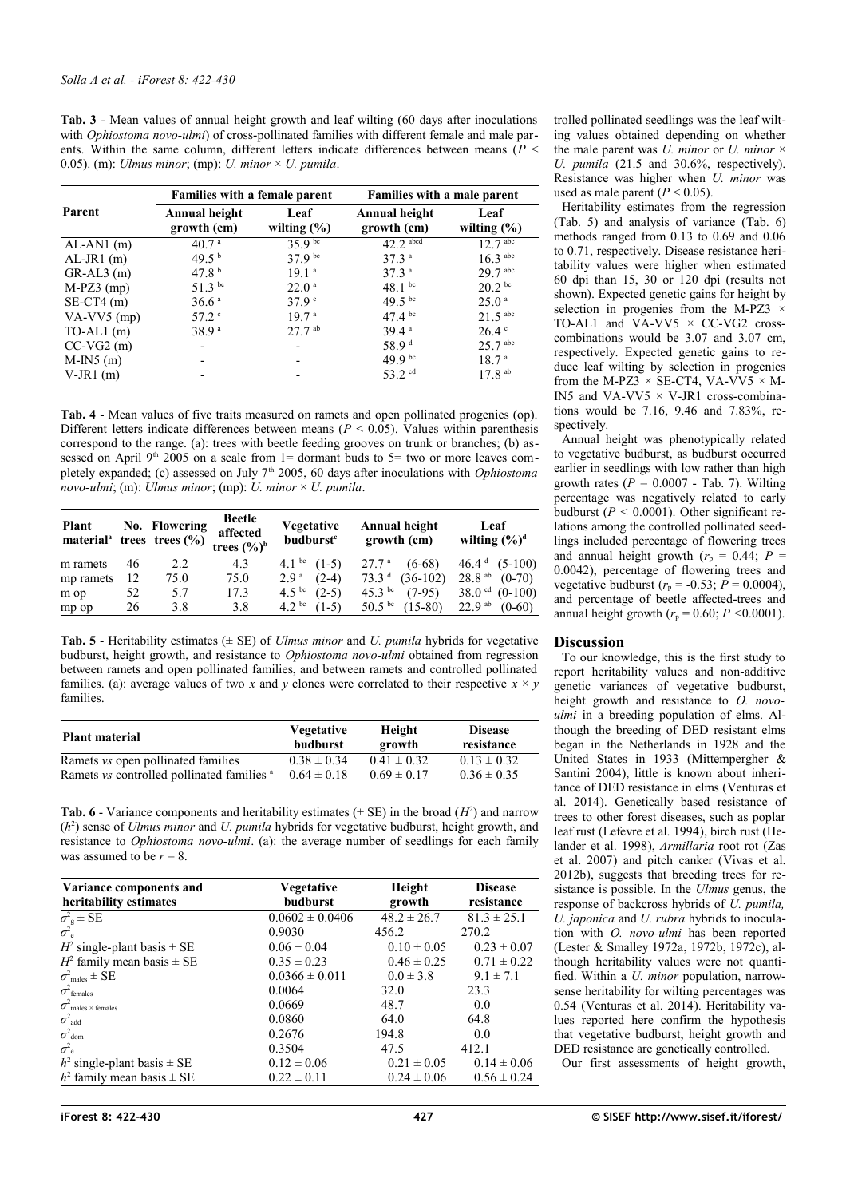**Tab. 3** - Mean values of annual height growth and leaf wilting (60 days after inoculations with *Ophiostoma novo-ulmi*) of cross-pollinated families with different female and male parents. Within the same column, different letters indicate differences between means ($P$ < 0.05). (m): *Ulmus minor*; (mp): *U. minor* × *U. pumila*.

| Parent | Families with a female parent | | Families with a male parent | |
|---|---|---|---|---|
| | Annual height growth (cm) | Leaf wilting (%) | Annual height growth (cm) | Leaf wilting (%) |
| AL-AN1 (m) | 40.7 [a] | 35.9 [bc] | 42.2 [abcd] | 12.7 [abc] |
| AL-JR1 (m) | 49.5 [b] | 37.9 [bc] | 37.3 [a] | 16.3 [abc] |
| GR-AL3 (m) | 47.8 [b] | 19.1 [a] | 37.3 [a] | 29.7 [abc] |
| M-PZ3 (mp) | 51.3 [bc] | 22.0 [a] | 48.1 [bc] | 20.2 [bc] |
| SE-CT4 (m) | 36.6 [a] | 37.9 [c] | 49.5 [bc] | 25.0 [a] |
| VA-VV5 (mp) | 57.2 [c] | 19.7 [a] | 47.4 [bc] | 21.5 [abc] |
| TO-AL1 (m) | 38.9 [a] | 27.7 [ab] | 39.4 [a] | 26.4 [c] |
| CC-VG2 (m) | - | - | 58.9 [d] | 25.7 [abc] |
| M-IN5 (m) | - | - | 49.9 [bc] | 18.7 [a] |
| V-JR1 (m) | - | - | 53.2 [cd] | 17.8 [ab] |

**Tab. 4** - Mean values of five traits measured on ramets and open pollinated progenies (op). Different letters indicate differences between means ($P$ < 0.05). Values within parenthesis correspond to the range. (a): trees with beetle feeding grooves on trunk or branches; (b) assessed on April 9th 2005 on a scale from 1= dormant buds to 5= two or more leaves completely expanded; (c) assessed on July 7th 2005, 60 days after inoculations with *Ophiostoma novo-ulmi*; (m): *Ulmus minor*; (mp): *U. minor* × *U. pumila*.

| Plant material[a] | No. trees | Flowering trees (%) | Beetle affected trees (%)[b] | Vegetative budburst[c] | Annual height growth (cm) | Leaf wilting (%)[d] |
|---|---|---|---|---|---|---|
| m ramets | 46 | 2.2 | 4.3 | 4.1 [bc] (1-5) | 27.7 [a] (6-68) | 46.4 [d] (5-100) |
| mp ramets | 12 | 75.0 | 75.0 | 2.9 [a] (2-4) | 73.3 [d] (36-102) | 28.8 [ab] (0-70) |
| m op | 52 | 5.7 | 17.3 | 4.5 [bc] (2-5) | 45.3 [bc] (7-95) | 38.0 [cd] (0-100) |
| mp op | 26 | 3.8 | 3.8 | 4.2 [bc] (1-5) | 50.5 [bc] (15-80) | 22.9 [ab] (0-60) |

**Tab. 5** - Heritability estimates (± SE) of *Ulmus minor* and *U. pumila* hybrids for vegetative budburst, height growth, and resistance to *Ophiostoma novo-ulmi* obtained from regression between ramets and open pollinated families, and between ramets and controlled pollinated families. (a): average values of two *x* and *y* clones were correlated to their respective *x* × *y* families.

| Plant material | Vegetative budburst | Height growth | Disease resistance |
|---|---|---|---|
| Ramets *vs* open pollinated families | 0.38 ± 0.34 | 0.41 ± 0.32 | 0.13 ± 0.32 |
| Ramets *vs* controlled pollinated families [a] | 0.64 ± 0.18 | 0.69 ± 0.17 | 0.36 ± 0.35 |

**Tab. 6** - Variance components and heritability estimates (± SE) in the broad ($H^2$) and narrow ($h^2$) sense of *Ulmus minor* and *U. pumila* hybrids for vegetative budburst, height growth, and resistance to *Ophiostoma novo-ulmi*. (a): the average number of seedlings for each family was assumed to be $r$ = 8.

| Variance components and heritability estimates | Vegetative budburst | Height growth | Disease resistance |
|---|---|---|---|
| $\sigma^2_g$ ± SE | 0.0602 ± 0.0406 | 48.2 ± 26.7 | 81.3 ± 25.1 |
| $\sigma^2_e$ | 0.9030 | 456.2 | 270.2 |
| $H^2$ single-plant basis ± SE | 0.06 ± 0.04 | 0.10 ± 0.05 | 0.23 ± 0.07 |
| $H^2$ family mean basis ± SE | 0.35 ± 0.23 | 0.46 ± 0.25 | 0.71 ± 0.22 |
| $\sigma^2_{males}$ ± SE | 0.0366 ± 0.011 | 0.0 ± 3.8 | 9.1 ± 7.1 |
| $\sigma^2_{females}$ | 0.0064 | 32.0 | 23.3 |
| $\sigma^2_{males \times females}$ | 0.0669 | 48.7 | 0.0 |
| $\sigma^2_{add}$ | 0.0860 | 64.0 | 64.8 |
| $\sigma^2_{dom}$ | 0.2676 | 194.8 | 0.0 |
| $\sigma^2_e$ | 0.3504 | 47.5 | 412.1 |
| $h^2$ single-plant basis ± SE | 0.12 ± 0.06 | 0.21 ± 0.05 | 0.14 ± 0.06 |
| $h^2$ family mean basis ± SE | 0.22 ± 0.11 | 0.24 ± 0.06 | 0.56 ± 0.24 |

trolled pollinated seedlings was the leaf wilting values obtained depending on whether the male parent was *U. minor* or *U. minor* × *U. pumila* (21.5 and 30.6%, respectively). Resistance was higher when *U. minor* was used as male parent ($P$ < 0.05).

Heritability estimates from the regression (Tab. 5) and analysis of variance (Tab. 6) methods ranged from 0.13 to 0.69 and 0.06 to 0.71, respectively. Disease resistance heritability values were higher when estimated 60 dpi than 15, 30 or 120 dpi (results not shown). Expected genetic gains for height by selection in progenies from the M-PZ3 × TO-AL1 and VA-VV5 × CC-VG2 cross-combinations would be 3.07 and 3.07 cm, respectively. Expected genetic gains to reduce leaf wilting by selection in progenies from the M-PZ3 × SE-CT4, VA-VV5 × M-IN5 and VA-VV5 × V-JR1 cross-combinations would be 7.16, 9.46 and 7.83%, respectively.

Annual height was phenotypically related to vegetative budburst, as budburst occurred earlier in seedlings with low rather than high growth rates ($P$ = 0.0007 - Tab. 7). Wilting percentage was negatively related to early budburst ($P$ < 0.0001). Other significant relations among the controlled pollinated seedlings included percentage of flowering trees and annual height growth ($r_p$ = 0.44; $P$ = 0.0042), percentage of flowering trees and vegetative budburst ($r_p$ = -0.53; $P$ = 0.0004), and percentage of beetle affected-trees and annual height growth ($r_p$ = 0.60; $P$ <0.0001).

## Discussion

To our knowledge, this is the first study to report heritability values and non-additive genetic variances of vegetative budburst, height growth and resistance to *O. novo-ulmi* in a breeding population of elms. Although the breeding of DED resistant elms began in the Netherlands in 1928 and the United States in 1933 (Mittempergher & Santini 2004), little is known about inheritance of DED resistance in elms (Venturas et al. 2014). Genetically based resistance of trees to other forest diseases, such as poplar leaf rust (Lefevre et al. 1994), birch rust (Helander et al. 1998), *Armillaria* root rot (Zas et al. 2007) and pitch canker (Vivas et al. 2012b), suggests that breeding trees for resistance is possible. In the *Ulmus* genus, the response of backcross hybrids of *U. pumila, U. japonica* and *U. rubra* hybrids to inoculation with *O. novo-ulmi* has been reported (Lester & Smalley 1972a, 1972b, 1972c), although heritability values were not quantified. Within a *U. minor* population, narrow-sense heritability for wilting percentages was 0.54 (Venturas et al. 2014). Heritability values reported here confirm the hypothesis that vegetative budburst, height growth and DED resistance are genetically controlled.

Our first assessments of height growth,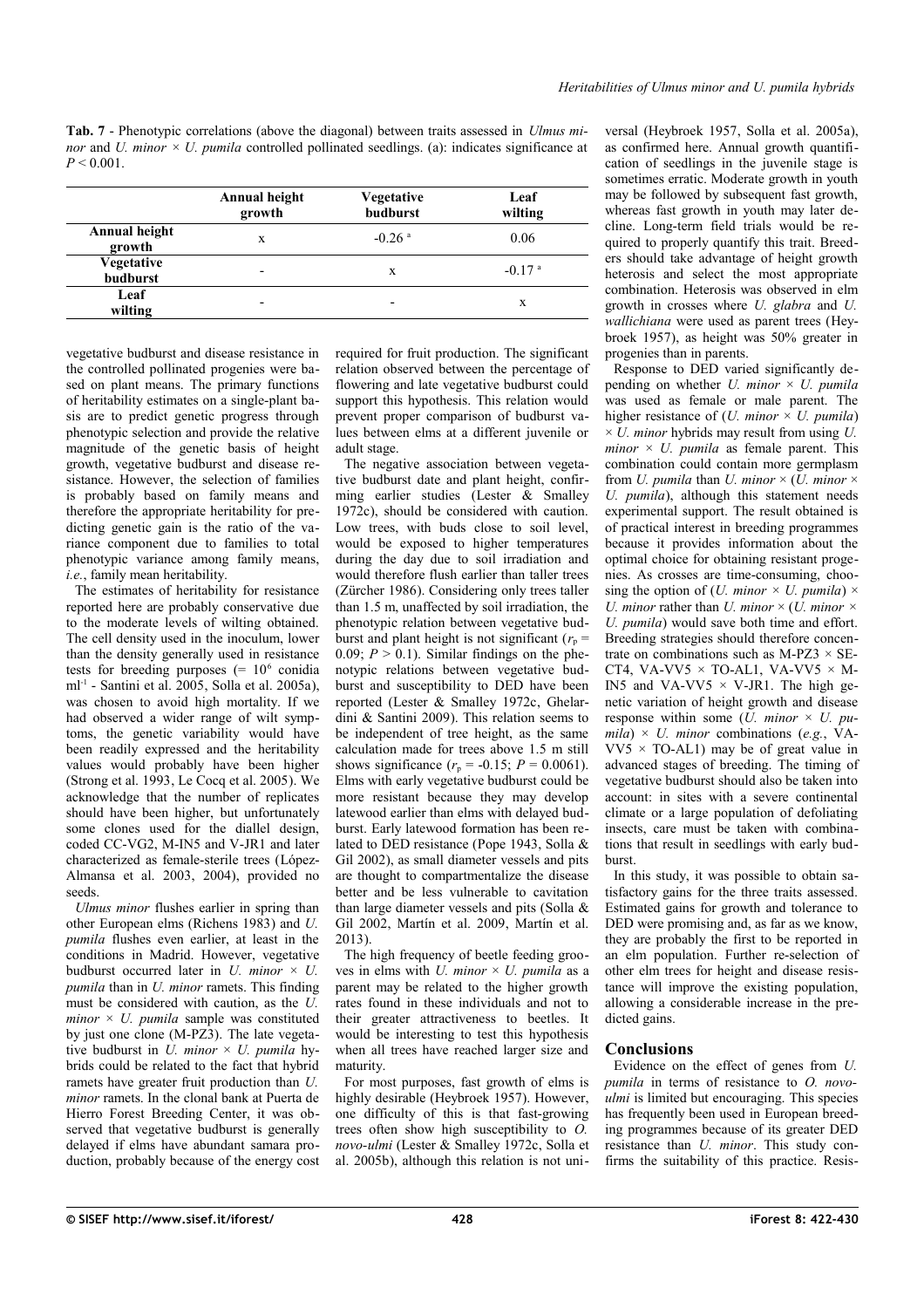**Tab. 7** - Phenotypic correlations (above the diagonal) between traits assessed in *Ulmus minor* and *U. minor* × *U. pumila* controlled pollinated seedlings. (a): indicates significance at $P < 0.001$.

| | Annual height growth | Vegetative budburst | Leaf wilting |
|---|---|---|---|
| **Annual height growth** | x | -0.26 [a] | 0.06 |
| **Vegetative budburst** | - | x | -0.17 [a] |
| **Leaf wilting** | - | - | x |

vegetative budburst and disease resistance in the controlled pollinated progenies were based on plant means. The primary functions of heritability estimates on a single-plant basis are to predict genetic progress through phenotypic selection and provide the relative magnitude of the genetic basis of height growth, vegetative budburst and disease resistance. However, the selection of families is probably based on family means and therefore the appropriate heritability for predicting genetic gain is the ratio of the variance component due to families to total phenotypic variance among family means, *i.e.*, family mean heritability.

The estimates of heritability for resistance reported here are probably conservative due to the moderate levels of wilting obtained. The cell density used in the inoculum, lower than the density generally used in resistance tests for breeding purposes (= $10^6$ conidia $ml^{-1}$ - Santini et al. 2005, Solla et al. 2005a), was chosen to avoid high mortality. If we had observed a wider range of wilt symptoms, the genetic variability would have been readily expressed and the heritability values would probably have been higher (Strong et al. 1993, Le Cocq et al. 2005). We acknowledge that the number of replicates should have been higher, but unfortunately some clones used for the diallel design, coded CC-VG2, M-IN5 and V-JR1 and later characterized as female-sterile trees (López-Almansa et al. 2003, 2004), provided no seeds.

*Ulmus minor* flushes earlier in spring than other European elms (Richens 1983) and *U. pumila* flushes even earlier, at least in the conditions in Madrid. However, vegetative budburst occurred later in *U. minor* × *U. pumila* than in *U. minor* ramets. This finding must be considered with caution, as the *U. minor* × *U. pumila* sample was constituted by just one clone (M-PZ3). The late vegetative budburst in *U. minor* × *U. pumila* hybrids could be related to the fact that hybrid ramets have greater fruit production than *U. minor* ramets. In the clonal bank at Puerta de Hierro Forest Breeding Center, it was observed that vegetative budburst is generally delayed if elms have abundant samara production, probably because of the energy cost required for fruit production. The significant relation observed between the percentage of flowering and late vegetative budburst could support this hypothesis. This relation would prevent proper comparison of budburst values between elms at a different juvenile or adult stage.

The negative association between vegetative budburst date and plant height, confirming earlier studies (Lester & Smalley 1972c), should be considered with caution. Low trees, with buds close to soil level, would be exposed to higher temperatures during the day due to soil irradiation and would therefore flush earlier than taller trees (Zürcher 1986). Considering only trees taller than 1.5 m, unaffected by soil irradiation, the phenotypic relation between vegetative budburst and plant height is not significant ($r_p$ = 0.09; $P > 0.1$). Similar findings on the phenotypic relations between vegetative budburst and susceptibility to DED have been reported (Lester & Smalley 1972c, Ghelardini & Santini 2009). This relation seems to be independent of tree height, as the same calculation made for trees above 1.5 m still shows significance ($r_p$ = -0.15; $P = 0.0061$). Elms with early vegetative budburst could be more resistant because they may develop latewood earlier than elms with delayed budburst. Early latewood formation has been related to DED resistance (Pope 1943, Solla & Gil 2002), as small diameter vessels and pits are thought to compartmentalize the disease better and be less vulnerable to cavitation than large diameter vessels and pits (Solla & Gil 2002, Martín et al. 2009, Martín et al. 2013).

The high frequency of beetle feeding grooves in elms with *U. minor* × *U. pumila* as a parent may be related to the higher growth rates found in these individuals and not to their greater attractiveness to beetles. It would be interesting to test this hypothesis when all trees have reached larger size and maturity.

For most purposes, fast growth of elms is highly desirable (Heybroek 1957). However, one difficulty of this is that fast-growing trees often show high susceptibility to *O. novo-ulmi* (Lester & Smalley 1972c, Solla et al. 2005b), although this relation is not universal (Heybroek 1957, Solla et al. 2005a), as confirmed here. Annual growth quantification of seedlings in the juvenile stage is sometimes erratic. Moderate growth in youth may be followed by subsequent fast growth, whereas fast growth in youth may later decline. Long-term field trials would be required to properly quantify this trait. Breeders should take advantage of height growth heterosis and select the most appropriate combination. Heterosis was observed in elm growth in crosses where *U. glabra* and *U. wallichiana* were used as parent trees (Heybroek 1957), as height was 50% greater in progenies than in parents.

Response to DED varied significantly depending on whether *U. minor* × *U. pumila* was used as female or male parent. The higher resistance of (*U. minor* × *U. pumila*) × *U. minor* hybrids may result from using *U. minor* × *U. pumila* as female parent. This combination could contain more germplasm from *U. pumila* than *U. minor* × (*U. minor* × *U. pumila*), although this statement needs experimental support. The result obtained is of practical interest in breeding programmes because it provides information about the optimal choice for obtaining resistant progenies. As crosses are time-consuming, choosing the option of (*U. minor* × *U. pumila*) × *U. minor* rather than *U. minor* × (*U. minor* × *U. pumila*) would save both time and effort. Breeding strategies should therefore concentrate on combinations such as M-PZ3 × SE-CT4, VA-VV5 × TO-AL1, VA-VV5 × M-IN5 and VA-VV5 × V-JR1. The high genetic variation of height growth and disease response within some (*U. minor* × *U. pumila*) × *U. minor* combinations (*e.g.*, VA-VV5 × TO-AL1) may be of great value in advanced stages of breeding. The timing of vegetative budburst should also be taken into account: in sites with a severe continental climate or a large population of defoliating insects, care must be taken with combinations that result in seedlings with early budburst.

In this study, it was possible to obtain satisfactory gains for the three traits assessed. Estimated gains for growth and tolerance to DED were promising and, as far as we know, they are probably the first to be reported in an elm population. Further re-selection of other elm trees for height and disease resistance will improve the existing population, allowing a considerable increase in the predicted gains.

## Conclusions

Evidence on the effect of genes from *U. pumila* in terms of resistance to *O. novo-ulmi* is limited but encouraging. This species has frequently been used in European breeding programmes because of its greater DED resistance than *U. minor*. This study confirms the suitability of this practice. Resis-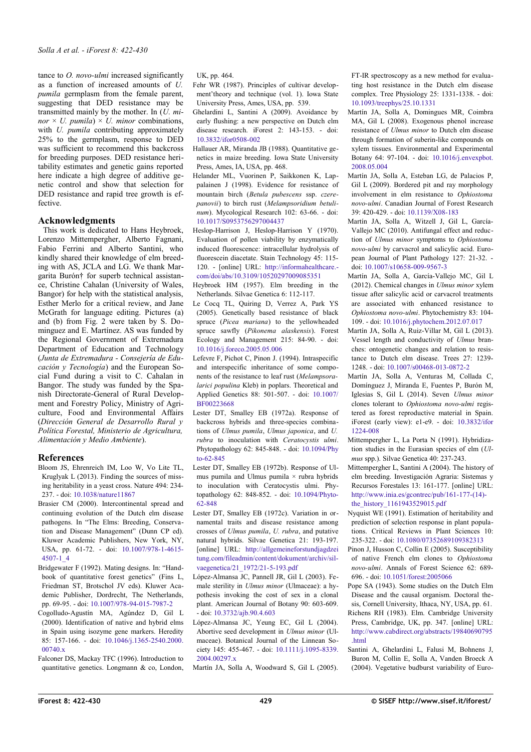tance to *O. novo-ulmi* increased significantly as a function of increased amounts of *U. pumila* germplasm from the female parent, suggesting that DED resistance may be transmitted mainly by the mother. In (*U. minor* × *U. pumila*) × *U. minor* combinations, with *U. pumila* contributing approximately 25% to the germplasm, response to DED was sufficient to recommend this backcross for breeding purposes. DED resistance heritability estimates and genetic gains reported here indicate a high degree of additive genetic control and show that selection for DED resistance and rapid tree growth is effective.

## Acknowledgments

This work is dedicated to Hans Heybroek, Lorenzo Mittempergher, Alberto Fagnani, Fabio Ferrini and Alberto Santini, who kindly shared their knowledge of elm breeding with AS, JCLA and LG. We thank Margarita Burón† for superb technical assistance, Christine Cahalan (University of Wales, Bangor) for help with the statistical analysis, Esther Merlo for a critical review, and Jane McGrath for language editing. Pictures (a) and (b) from Fig. 2 were taken by S. Dominguez and E. Martínez. AS was funded by the Regional Government of Extremadura Department of Education and Technology (*Junta de Extremadura - Consejería de Educación y Tecnología*) and the European Social Fund during a visit to C. Cahalan in Bangor. The study was funded by the Spanish Directorate-General of Rural Development and Forestry Policy, Ministry of Agriculture, Food and Environmental Affairs (*Dirección General de Desarrollo Rural y Política Forestal, Ministerio de Agricultura, Alimentación y Medio Ambiente*).

## References

Bloom JS, Ehrenreich IM, Loo W, Vo Lite TL, Kruglyak L (2013). Finding the sources of missing heritability in a yeast cross. Nature 494: 234-237. - doi: 10.1038/nature11867

Brasier CM (2000). Intercontinental spread and continuing evolution of the Dutch elm disease pathogens. In: "The Elms: Breeding, Conservation and Disease Management" (Dunn CP ed). Kluwer Academic Publishers, New York, NY, USA, pp. 61-72. - doi: 10.1007/978-1-4615-4507-1_4

Bridgewater F (1992). Mating designs. In: "Handbook of quantitative forest genetics" (Fins L, Friedman ST, Brotschol JV eds). Kluwer Academic Publisher, Dordrecht, The Netherlands, pp. 69-95. - doi: 10.1007/978-94-015-7987-2

Cogolludo-Agustín MA, Agúndez D, Gil L (2000). Identification of native and hybrid elms in Spain using isozyme gene markers. Heredity 85: 157-166. - doi: 10.1046/j.1365-2540.2000.00740.x

Falconer DS, Mackay TFC (1996). Introduction to quantitative genetics. Longmann & co, London, UK, pp. 464.

Fehr WR (1987). Principles of cultivar development'theory and technique (vol. 1). Iowa State University Press, Ames, USA, pp. 539.

Ghelardini L, Santini A (2009). Avoidance by early flushing: a new perspective on Dutch elm disease research. iForest 2: 143-153. - doi: 10.3832/ifor0508-002

Hallauer AR, Miranda JB (1988). Quantitative genetics in maize breeding. Iowa State University Press, Ames, IA, USA, pp. 468.

Helander ML, Vuorinen P, Saikkonen K, Lappalainen J (1998). Evidence for resistance of mountain birch (*Betula pubescens* ssp. *czerepanovii*) to birch rust (*Melampsoridium betulinum*). Mycological Research 102: 63-66. - doi: 10.1017/S0953756297004437

Heslop-Harrison J, Heslop-Harrison Y (1970). Evaluation of pollen viability by enzymatically induced fluorescence: intracellular hydrolysis of fluorescein diacetate. Stain Technology 45: 115-120. - [online] URL: http://informahealthcare.com/doi/abs/10.3109/10520297009085351

Heybroek HM (1957). Elm breeding in the Netherlands. Silvae Genetica 6: 112-117.

Le Cocq TL, Quiring D, Verrez A, Park YS (2005). Genetically based resistance of black spruce (*Picea mariana*) to the yellowheaded spruce sawfly (*Pikonema alaskensis*). Forest Ecology and Management 215: 84-90. - doi: 10.1016/j.foreco.2005.05.006

Lefevre F, Pichot C, Pinon J. (1994). Intraspecific and interspecific inheritance of some components of the resistance to leaf rust (*Melampsora-larici populina* Kleb) in poplars. Theoretical and Applied Genetics 88: 501-507. - doi: 10.1007/BF00223668

Lester DT, Smalley EB (1972a). Response of backcross hybrids and three-species combinations of *Ulmus pumila*, *Ulmus japonica*, and *U. rubra* to inoculation with *Ceratocystis ulmi*. Phytopathology 62: 845-848. - doi: 10.1094/Phyto-62-845

Lester DT, Smalley EB (1972b). Response of Ulmus pumila and Ulmus pumila × rubra hybrids to inoculation with Ceratocystis ulmi. Phytopathology 62: 848-852. - doi: 10.1094/Phyto-62-848

Lester DT, Smalley EB (1972c). Variation in ornamental traits and disease resistance among crosses of *Ulmus pumila*, *U. rubra*, and putative natural hybrids. Silvae Genetica 21: 193-197. [online] URL: http://allgemeineforstundjagdzeitung.com/fileadmin/content/dokument/archiv/silvaegenetica/21_1972/21-5-193.pdf

López-Almansa JC, Pannell JR, Gil L (2003). Female sterility in *Ulmus minor* (Ulmaceae): a hypothesis invoking the cost of sex in a clonal plant. American Journal of Botany 90: 603-609. - doi: 10.3732/ajb.90.4.603

López-Almansa JC, Yeung EC, Gil L (2004). Abortive seed development in *Ulmus minor* (Ulmaceae). Botanical Journal of the Linnean Society 145: 455-467. - doi: 10.1111/j.1095-8339.2004.00297.x

Martín JA, Solla A, Woodward S, Gil L (2005). FT-IR spectroscopy as a new method for evaluating host resistance in the Dutch elm disease complex. Tree Physiology 25: 1331-1338. - doi: 10.1093/treephys/25.10.1331

Martín JA, Solla A, Domingues MR, Coimbra MA, Gil L (2008). Exogenous phenol increase resistance of *Ulmus minor* to Dutch elm disease through formation of suberin-like compounds on xylem tissues. Environmental and Experimental Botany 64: 97-104. - doi: 10.1016/j.envexpbot.2008.05.004

Martín JA, Solla A, Esteban LG, de Palacios P, Gil L (2009). Bordered pit and ray morphology involvement in elm resistance to *Ophiostoma novo-ulmi*. Canadian Journal of Forest Research 39: 420-429. - doi: 10.1139/X08-183

Martín JA, Solla A, Witzell J, Gil L, García-Vallejo MC (2010). Antifungal effect and reduction of *Ulmus minor* symptoms to *Ophiostoma novo-ulmi* by carvacrol and salicylic acid. European Journal of Plant Pathology 127: 21-32. - doi: 10.1007/s10658-009-9567-3

Martín JA, Solla A, García-Vallejo MC, Gil L (2012). Chemical changes in *Ulmus minor* xylem tissue after salicylic acid or carvacrol treatments are associated with enhanced resistance to *Ophiostoma novo-ulmi*. Phytochemistry 83: 104-109. - doi: 10.1016/j.phytochem.2012.07.017

Martín JA, Solla A, Ruiz-Villar M, Gil L (2013). Vessel length and conductivity of *Ulmus* branches: ontogenetic changes and relation to resistance to Dutch elm disease. Trees 27: 1239-1248. - doi: 10.1007/s00468-013-0872-2

Martín JA, Solla A, Venturas M, Collada C, Domínguez J, Miranda E, Fuentes P, Burón M, Iglesias S, Gil L (2014). Seven *Ulmus minor* clones tolerant to *Ophiostoma novo-ulmi* registered as forest reproductive material in Spain. iForest (early view): e1-e9. - doi: 10.3832/ifor1224-008

Mittempergher L, La Porta N (1991). Hybridization studies in the Eurasian species of elm (*Ulmus* spp.). Silvae Genetica 40: 237-243.

Mittempergher L, Santini A (2004). The history of elm breeding. Investigación Agraria: Sistemas y Recursos Forestales 13: 161-177. [online] URL: http://www.inia.es/gcontrec/pub/161-177-(14)-the_history_1161943529015.pdf

Nyquist WE (1991). Estimation of heritability and prediction of selection response in plant populations. Critical Reviews in Plant Sciences 10: 235-322. - doi: 10.1080/07352689109382313

Pinon J, Husson C, Collin E (2005). Susceptibility of native French elm clones to *Ophiostoma novo-ulmi*. Annals of Forest Science 62: 689-696. - doi: 10.1051/forest:2005066

Pope SA (1943). Some studies on the Dutch Elm Disease and the causal organism. Doctoral thesis, Cornell University, Ithaca, NY, USA, pp. 61.

Richens RH (1983). Elm. Cambridge University Press, Cambridge, UK, pp. 347. [online] URL: http://www.cabdirect.org/abstracts/19840690795.html

Santini A, Ghelardini L, Falusi M, Bohnens J, Buron M, Collin E, Solla A, Vanden Broeck A (2004). Vegetative budburst variability of Euro-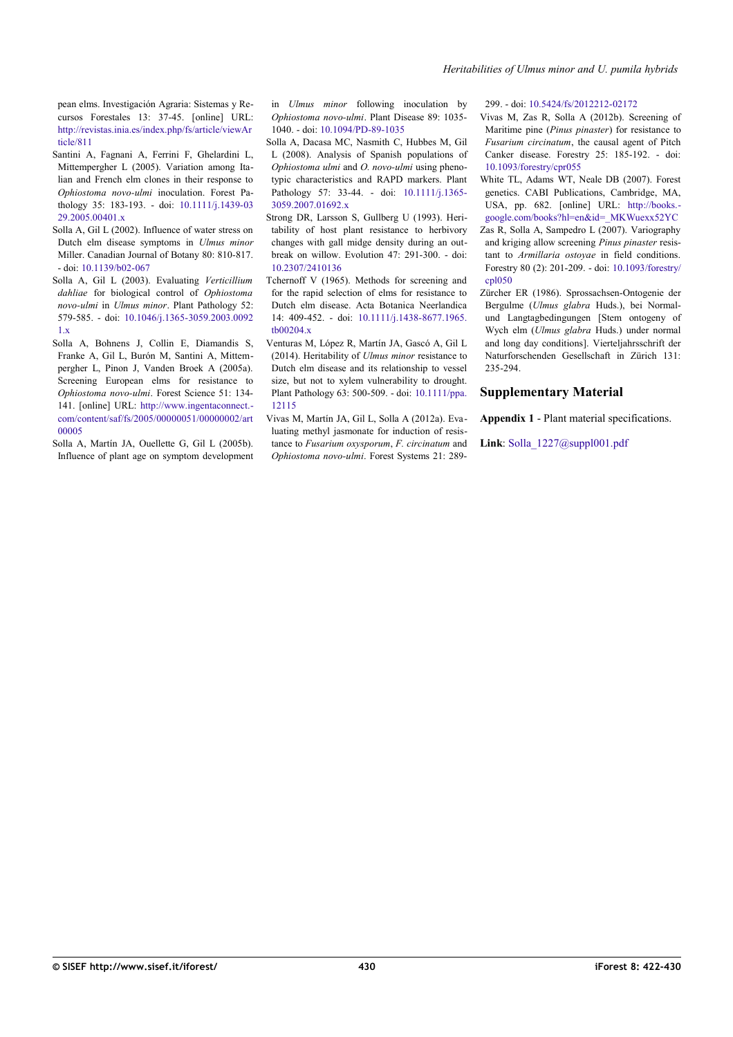pean elms. Investigación Agraria: Sistemas y Recursos Forestales 13: 37-45. [online] URL: http://revistas.inia.es/index.php/fs/article/viewArticle/811

Santini A, Fagnani A, Ferrini F, Ghelardini L, Mittempergher L (2005). Variation among Italian and French elm clones in their response to *Ophiostoma novo-ulmi* inoculation. Forest Pathology 35: 183-193. - doi: 10.1111/j.1439-0329.2005.00401.x

Solla A, Gil L (2002). Influence of water stress on Dutch elm disease symptoms in *Ulmus minor* Miller. Canadian Journal of Botany 80: 810-817. - doi: 10.1139/b02-067

Solla A, Gil L (2003). Evaluating *Verticillium dahliae* for biological control of *Ophiostoma novo-ulmi* in *Ulmus minor*. Plant Pathology 52: 579-585. - doi: 10.1046/j.1365-3059.2003.00921.x

Solla A, Bohnens J, Collin E, Diamandis S, Franke A, Gil L, Burón M, Santini A, Mittempergher L, Pinon J, Vanden Broek A (2005a). Screening European elms for resistance to *Ophiostoma novo-ulmi*. Forest Science 51: 134-141. [online] URL: http://www.ingentaconnect.com/content/saf/fs/2005/00000051/00000002/art00005

Solla A, Martín JA, Ouellette G, Gil L (2005b). Influence of plant age on symptom development in *Ulmus minor* following inoculation by *Ophiostoma novo-ulmi*. Plant Disease 89: 1035-1040. - doi: 10.1094/PD-89-1035

Solla A, Dacasa MC, Nasmith C, Hubbes M, Gil L (2008). Analysis of Spanish populations of *Ophiostoma ulmi* and *O. novo-ulmi* using phenotypic characteristics and RAPD markers. Plant Pathology 57: 33-44. - doi: 10.1111/j.1365-3059.2007.01692.x

Strong DR, Larsson S, Gullberg U (1993). Heritability of host plant resistance to herbivory changes with gall midge density during an outbreak on willow. Evolution 47: 291-300. - doi: 10.2307/2410136

Tchernoff V (1965). Methods for screening and for the rapid selection of elms for resistance to Dutch elm disease. Acta Botanica Neerlandica 14: 409-452. - doi: 10.1111/j.1438-8677.1965.tb00204.x

Venturas M, López R, Martín JA, Gascó A, Gil L (2014). Heritability of *Ulmus minor* resistance to Dutch elm disease and its relationship to vessel size, but not to xylem vulnerability to drought. Plant Pathology 63: 500-509. - doi: 10.1111/ppa.12115

Vivas M, Martín JA, Gil L, Solla A (2012a). Evaluating methyl jasmonate for induction of resistance to *Fusarium oxysporum*, *F. circinatum* and *Ophiostoma novo-ulmi*. Forest Systems 21: 289-299. - doi: 10.5424/fs/2012212-02172

Vivas M, Zas R, Solla A (2012b). Screening of Maritime pine (*Pinus pinaster*) for resistance to *Fusarium circinatum*, the causal agent of Pitch Canker disease. Forestry 25: 185-192. - doi: 10.1093/forestry/cpr055

White TL, Adams WT, Neale DB (2007). Forest genetics. CABI Publications, Cambridge, MA, USA, pp. 682. [online] URL: http://books.google.com/books?hl=en&id=_MKWuexx52YC

Zas R, Solla A, Sampedro L (2007). Variography and kriging allow screening *Pinus pinaster* resistant to *Armillaria ostoyae* in field conditions. Forestry 80 (2): 201-209. - doi: 10.1093/forestry/cpl050

Zürcher ER (1986). Sprossachsen-Ontogenie der Bergulme (*Ulmus glabra* Huds.), bei Normal- und Langtagbedingungen [Stem ontogeny of Wych elm (*Ulmus glabra* Huds.) under normal and long day conditions]. Vierteljahrsschrift der Naturforschenden Gesellschaft in Zürich 131: 235-294.

## Supplementary Material

**Appendix 1** - Plant material specifications.

**Link**: Solla_1227@suppl001.pdf